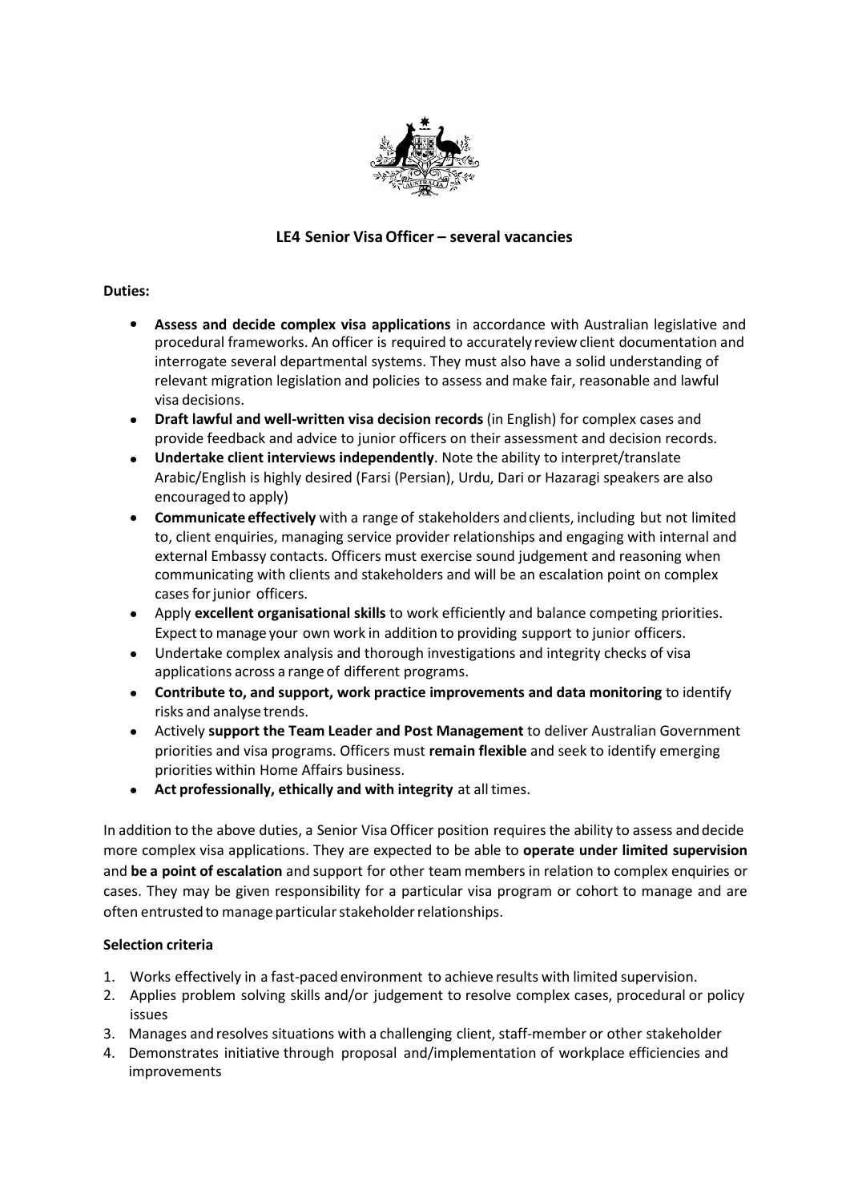# LE4 Senior Visa Officer – several vacancies

**Duties:**

- **Assess and decide complex visa applications** in accordance with Australian legislative and procedural frameworks. An officer is required to accurately review client documentation and interrogate several departmental systems. They must also have a solid understanding of relevant migration legislation and policies to assess and make fair, reasonable and lawful visa decisions.
- **Draft lawful and well-written visa decision records** (in English) for complex cases and provide feedback and advice to junior officers on their assessment and decision records.
- **Undertake client interviews independently**. Note the ability to interpret/translate Arabic/English is highly desired (Farsi (Persian), Urdu, Dari or Hazaragi speakers are also encouraged to apply)
- **Communicate effectively** with a range of stakeholders and clients, including but not limited to, client enquiries, managing service provider relationships and engaging with internal and external Embassy contacts. Officers must exercise sound judgement and reasoning when communicating with clients and stakeholders and will be an escalation point on complex cases for junior officers.
- Apply **excellent organisational skills** to work efficiently and balance competing priorities. Expect to manage your own work in addition to providing support to junior officers.
- Undertake complex analysis and thorough investigations and integrity checks of visa applications across a range of different programs.
- **Contribute to, and support, work practice improvements and data monitoring** to identify risks and analyse trends.
- Actively **support the Team Leader and Post Management** to deliver Australian Government priorities and visa programs. Officers must **remain flexible** and seek to identify emerging priorities within Home Affairs business.
- **Act professionally, ethically and with integrity** at all times.

In addition to the above duties, a Senior Visa Officer position requires the ability to assess and decide more complex visa applications. They are expected to be able to **operate under limited supervision** and **be a point of escalation** and support for other team members in relation to complex enquiries or cases. They may be given responsibility for a particular visa program or cohort to manage and are often entrusted to manage particular stakeholder relationships.

**Selection criteria**

1. Works effectively in a fast-paced environment to achieve results with limited supervision.
2. Applies problem solving skills and/or judgement to resolve complex cases, procedural or policy issues
3. Manages and resolves situations with a challenging client, staff-member or other stakeholder
4. Demonstrates initiative through proposal and/implementation of workplace efficiencies and improvements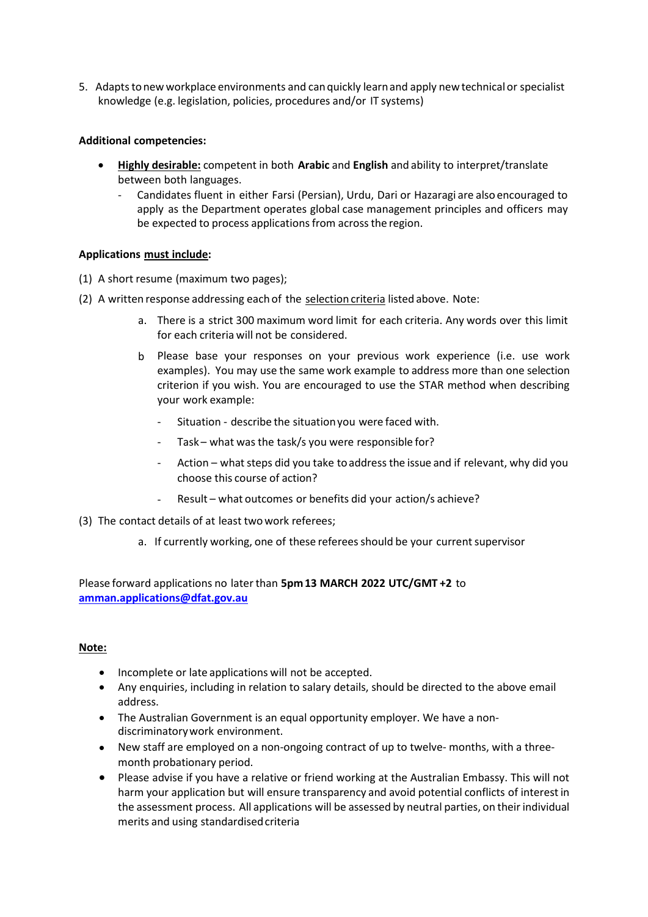5. Adapts to new workplace environments and can quickly learn and apply new technical or specialist knowledge (e.g. legislation, policies, procedures and/or IT systems)

**Additional competencies:**

- **<u>Highly desirable:</u>** competent in both **Arabic** and **English** and ability to interpret/translate between both languages.
  - Candidates fluent in either Farsi (Persian), Urdu, Dari or Hazaragi are also encouraged to apply as the Department operates global case management principles and officers may be expected to process applications from across the region.

**Applications <u>must include</u>:**

(1) A short resume (maximum two pages);

(2) A written response addressing each of the <u>selection criteria</u> listed above. Note:

  a. There is a strict 300 maximum word limit for each criteria. Any words over this limit for each criteria will not be considered.

  b Please base your responses on your previous work experience (i.e. use work examples). You may use the same work example to address more than one selection criterion if you wish. You are encouraged to use the STAR method when describing your work example:

  - Situation - describe the situation you were faced with.
  - Task – what was the task/s you were responsible for?
  - Action – what steps did you take to address the issue and if relevant, why did you choose this course of action?
  - Result – what outcomes or benefits did your action/s achieve?

(3) The contact details of at least two work referees;

  a. If currently working, one of these referees should be your current supervisor

Please forward applications no later than **5pm 13 MARCH 2022 UTC/GMT +2** to **amman.applications@dfat.gov.au**

**<u>Note:</u>**

- Incomplete or late applications will not be accepted.
- Any enquiries, including in relation to salary details, should be directed to the above email address.
- The Australian Government is an equal opportunity employer. We have a non-discriminatory work environment.
- New staff are employed on a non-ongoing contract of up to twelve- months, with a three-month probationary period.
- Please advise if you have a relative or friend working at the Australian Embassy. This will not harm your application but will ensure transparency and avoid potential conflicts of interest in the assessment process. All applications will be assessed by neutral parties, on their individual merits and using standardised criteria